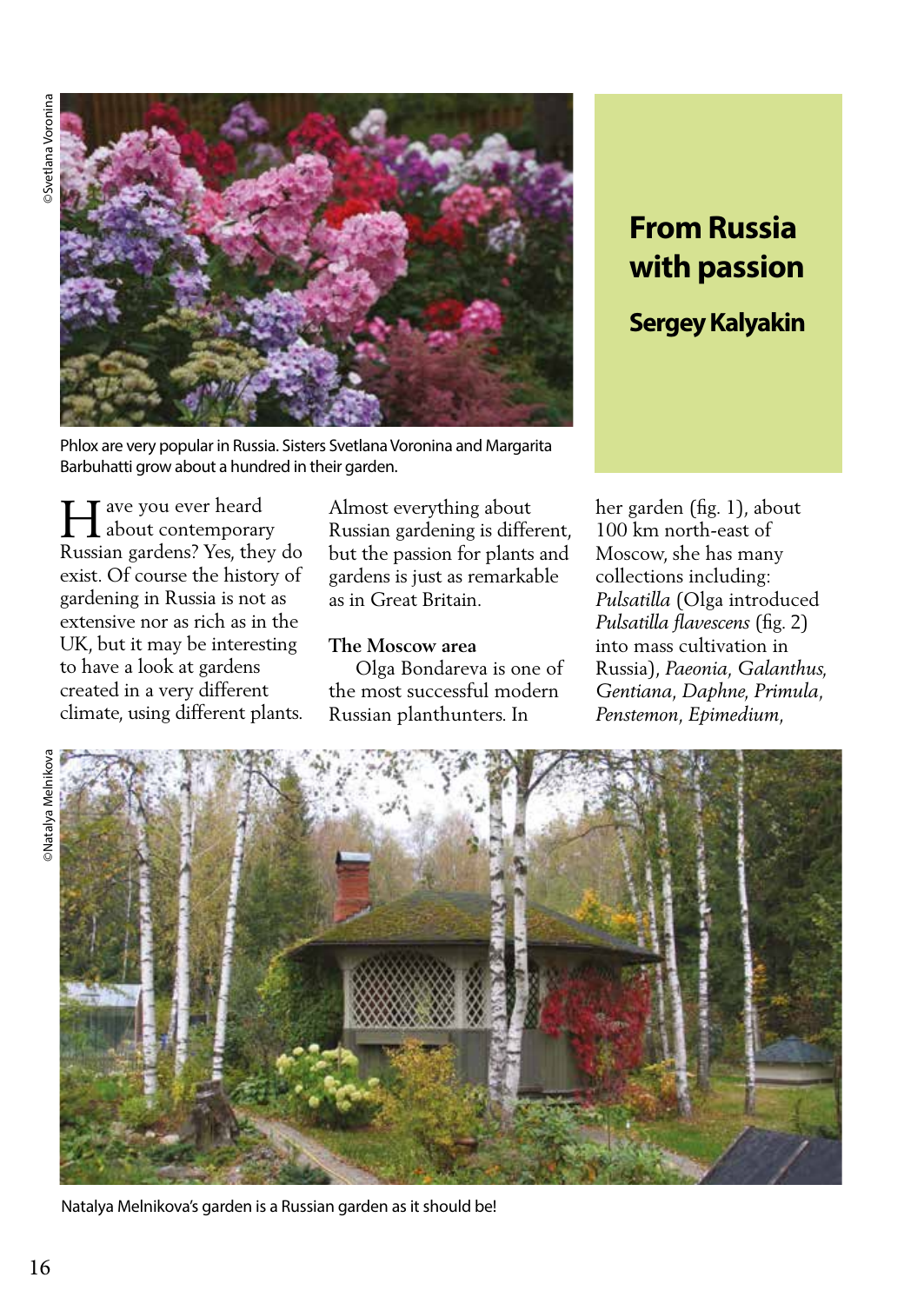# From Russia with passion

**Sergey Kalyakin**

©Svetlana Voronina

Phlox are very popular in Russia. Sisters Svetlana Voronina and Margarita Barbuhatti grow about a hundred in their garden.

Have you ever heard about contemporary Russian gardens? Yes, they do exist. Of course the history of gardening in Russia is not as extensive nor as rich as in the UK, but it may be interesting to have a look at gardens created in a very different climate, using different plants. Almost everything about Russian gardening is different, but the passion for plants and gardens is just as remarkable as in Great Britain.

## The Moscow area

Olga Bondareva is one of the most successful modern Russian planthunters. In her garden (fig. 1), about 100 km north-east of Moscow, she has many collections including: *Pulsatilla* (Olga introduced *Pulsatilla flavescens* (fig. 2) into mass cultivation in Russia), *Paeonia*, *Galanthus*, *Gentiana*, *Daphne*, *Primula*, *Penstemon*, *Epimedium*,

©Natalya Melnikova

Natalya Melnikova's garden is a Russian garden as it should be!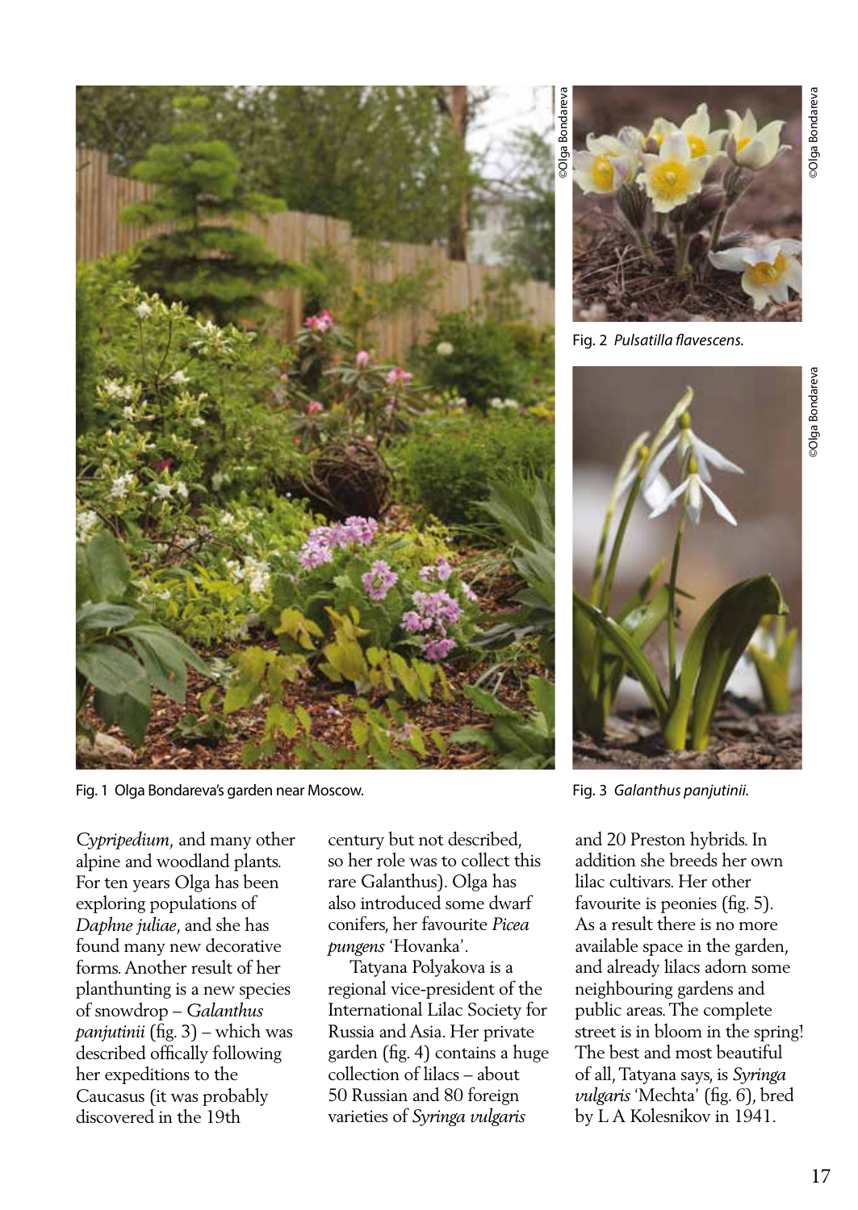Fig. 1 Olga Bondareva's garden near Moscow.

Fig. 2 *Pulsatilla flavescens*.

Fig. 3 *Galanthus panjutinii*.

*Cypripedium*, and many other alpine and woodland plants. For ten years Olga has been exploring populations of *Daphne juliae*, and she has found many new decorative forms. Another result of her planthunting is a new species of snowdrop – *Galanthus panjutinii* (fig. 3) – which was described offically following her expeditions to the Caucasus (it was probably discovered in the 19th century but not described, so her role was to collect this rare Galanthus). Olga has also introduced some dwarf conifers, her favourite *Picea pungens* 'Hovanka'.

Tatyana Polyakova is a regional vice-president of the International Lilac Society for Russia and Asia. Her private garden (fig. 4) contains a huge collection of lilacs – about 50 Russian and 80 foreign varieties of *Syringa vulgaris* and 20 Preston hybrids. In addition she breeds her own lilac cultivars. Her other favourite is peonies (fig. 5). As a result there is no more available space in the garden, and already lilacs adorn some neighbouring gardens and public areas. The complete street is in bloom in the spring! The best and most beautiful of all, Tatyana says, is *Syringa vulgaris* 'Mechta' (fig. 6), bred by L A Kolesnikov in 1941.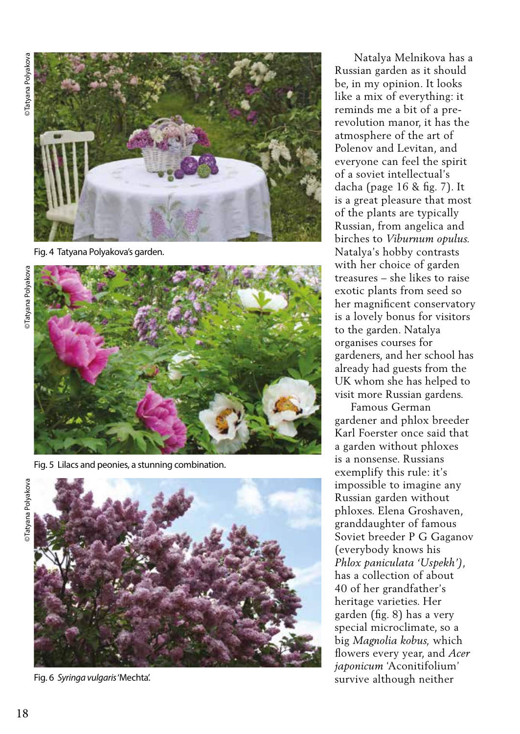©Tatyana Polyakova

Fig. 4 Tatyana Polyakova's garden.

©Tatyana Polyakova

Fig. 5 Lilacs and peonies, a stunning combination.

©Tatyana Polyakova

Fig. 6 *Syringa vulgaris* 'Mechta'.

Natalya Melnikova has a Russian garden as it should be, in my opinion. It looks like a mix of everything: it reminds me a bit of a pre-revolution manor, it has the atmosphere of the art of Polenov and Levitan, and everyone can feel the spirit of a soviet intellectual's dacha (page 16 & fig. 7). It is a great pleasure that most of the plants are typically Russian, from angelica and birches to *Viburnum opulus*. Natalya's hobby contrasts with her choice of garden treasures – she likes to raise exotic plants from seed so her magnificent conservatory is a lovely bonus for visitors to the garden. Natalya organises courses for gardeners, and her school has already had guests from the UK whom she has helped to visit more Russian gardens.

Famous German gardener and phlox breeder Karl Foerster once said that a garden without phloxes is a nonsense. Russians exemplify this rule: it's impossible to imagine any Russian garden without phloxes. Elena Groshaven, granddaughter of famous Soviet breeder P G Gaganov (everybody knows his *Phlox paniculata 'Uspekh')*, has a collection of about 40 of her grandfather's heritage varieties. Her garden (fig. 8) has a very special microclimate, so a big *Magnolia kobus*, which flowers every year, and *Acer japonicum* 'Aconitifolium' survive although neither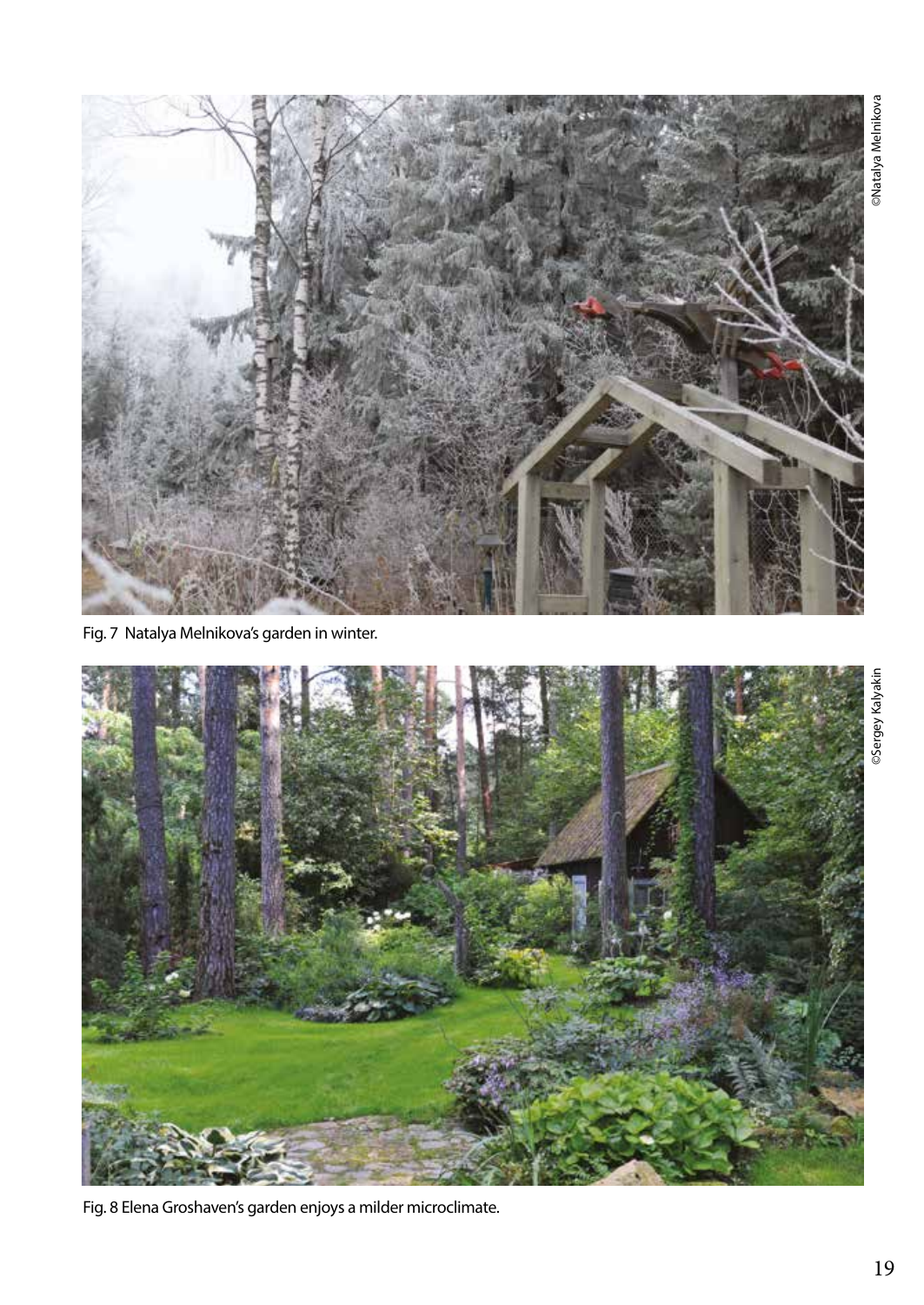©Natalya Melnikova

Fig. 7  Natalya Melnikova's garden in winter.

©Sergey Kalyakin

Fig. 8 Elena Groshaven's garden enjoys a milder microclimate.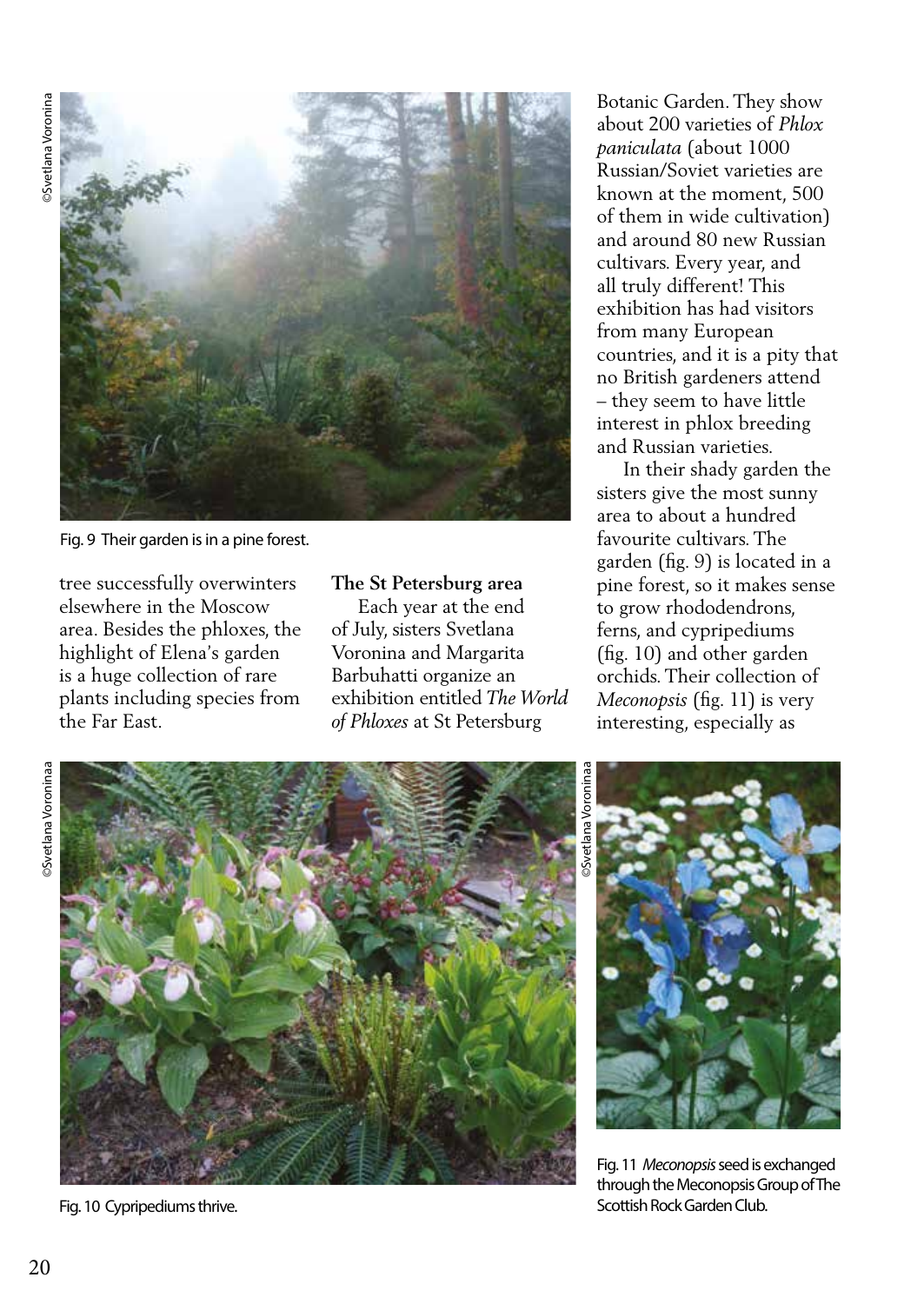Fig. 9 Their garden is in a pine forest.

tree successfully overwinters elsewhere in the Moscow area. Besides the phloxes, the highlight of Elena's garden is a huge collection of rare plants including species from the Far East.

**The St Petersburg area**

Each year at the end of July, sisters Svetlana Voronina and Margarita Barbuhatti organize an exhibition entitled *The World of Phloxes* at St Petersburg Botanic Garden. They show about 200 varieties of *Phlox paniculata* (about 1000 Russian/Soviet varieties are known at the moment, 500 of them in wide cultivation) and around 80 new Russian cultivars. Every year, and all truly different! This exhibition has had visitors from many European countries, and it is a pity that no British gardeners attend – they seem to have little interest in phlox breeding and Russian varieties.

In their shady garden the sisters give the most sunny area to about a hundred favourite cultivars. The garden (fig. 9) is located in a pine forest, so it makes sense to grow rhododendrons, ferns, and cypripediums (fig. 10) and other garden orchids. Their collection of *Meconopsis* (fig. 11) is very interesting, especially as

Fig. 10 Cypripediums thrive.

Fig. 11 *Meconopsis* seed is exchanged through the Meconopsis Group of The Scottish Rock Garden Club.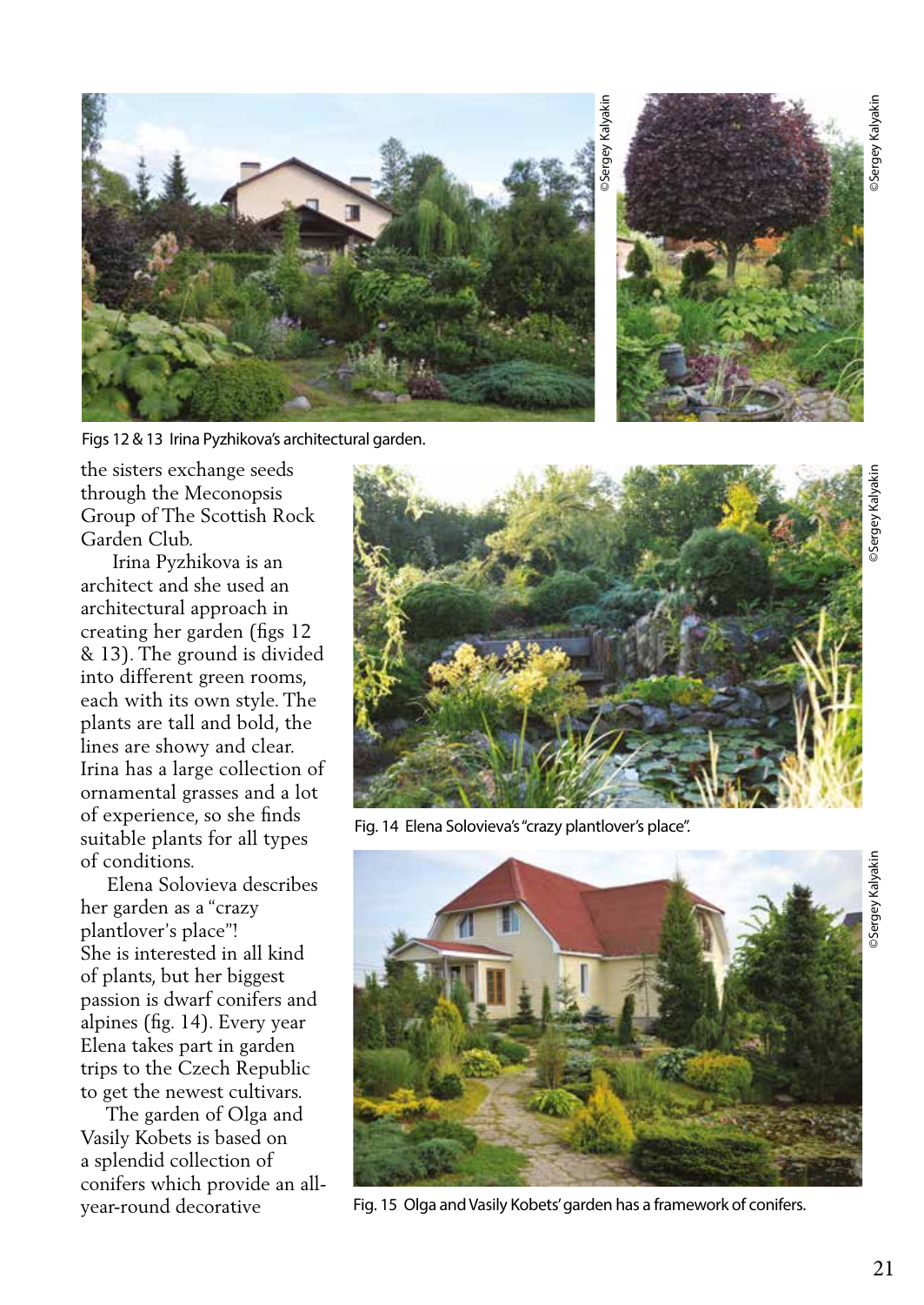Figs 12 & 13 Irina Pyzhikova's architectural garden.

the sisters exchange seeds through the Meconopsis Group of The Scottish Rock Garden Club.

Irina Pyzhikova is an architect and she used an architectural approach in creating her garden (figs 12 & 13). The ground is divided into different green rooms, each with its own style. The plants are tall and bold, the lines are showy and clear. Irina has a large collection of ornamental grasses and a lot of experience, so she finds suitable plants for all types of conditions.

Elena Solovieva describes her garden as a "crazy plantlover's place"! She is interested in all kind of plants, but her biggest passion is dwarf conifers and alpines (fig. 14). Every year Elena takes part in garden trips to the Czech Republic to get the newest cultivars.

The garden of Olga and Vasily Kobets is based on a splendid collection of conifers which provide an all-year-round decorative

Fig. 14 Elena Solovieva's "crazy plantlover's place".

Fig. 15 Olga and Vasily Kobets' garden has a framework of conifers.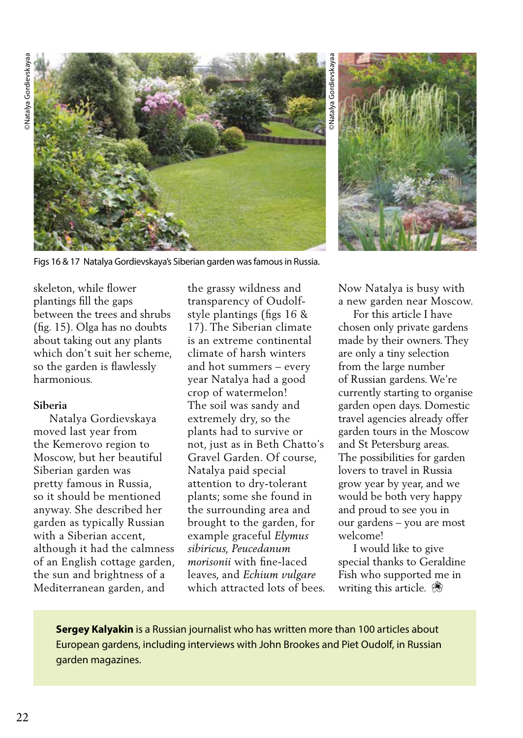©Natalya Gordievskayaa

©Natalya Gordievskayaa

Figs 16 & 17 Natalya Gordievskaya's Siberian garden was famous in Russia.

skeleton, while flower plantings fill the gaps between the trees and shrubs (fig. 15). Olga has no doubts about taking out any plants which don't suit her scheme, so the garden is flawlessly harmonious.

**Siberia**

Natalya Gordievskaya moved last year from the Kemerovo region to Moscow, but her beautiful Siberian garden was pretty famous in Russia, so it should be mentioned anyway. She described her garden as typically Russian with a Siberian accent, although it had the calmness of an English cottage garden, the sun and brightness of a Mediterranean garden, and the grassy wildness and transparency of Oudolf-style plantings (figs 16 & 17). The Siberian climate is an extreme continental climate of harsh winters and hot summers – every year Natalya had a good crop of watermelon! The soil was sandy and extremely dry, so the plants had to survive or not, just as in Beth Chatto's Gravel Garden. Of course, Natalya paid special attention to dry-tolerant plants; some she found in the surrounding area and brought to the garden, for example graceful *Elymus sibiricus*, *Peucedanum morisonii* with fine-laced leaves, and *Echium vulgare* which attracted lots of bees. Now Natalya is busy with a new garden near Moscow.

For this article I have chosen only private gardens made by their owners. They are only a tiny selection from the large number of Russian gardens. We're currently starting to organise garden open days. Domestic travel agencies already offer garden tours in the Moscow and St Petersburg areas. The possibilities for garden lovers to travel in Russia grow year by year, and we would be both very happy and proud to see you in our gardens – you are most welcome!

I would like to give special thanks to Geraldine Fish who supported me in writing this article.

**Sergey Kalyakin** is a Russian journalist who has written more than 100 articles about European gardens, including interviews with John Brookes and Piet Oudolf, in Russian garden magazines.